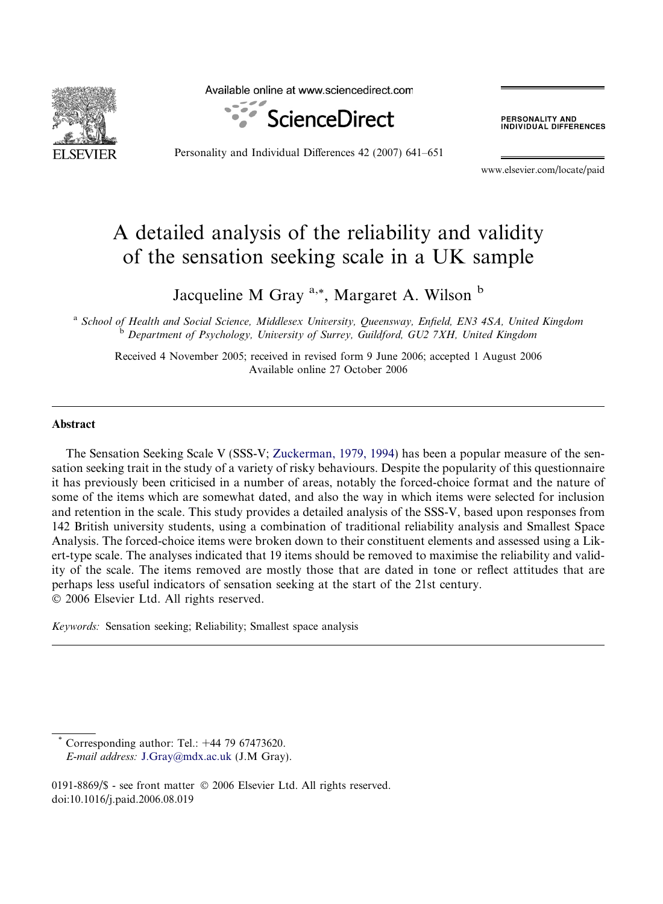Available online at www.sciencedirect.com

ScienceDirect

PERSONALITY AND INDIVIDUAL DIFFERENCES

Personality and Individual Differences 42 (2007) 641–651

www.elsevier.com/locate/paid

# A detailed analysis of the reliability and validity of the sensation seeking scale in a UK sample

Jacqueline M Gray [a,*], Margaret A. Wilson [b]

[a] School of Health and Social Science, Middlesex University, Queensway, Enfield, EN3 4SA, United Kingdom
[b] Department of Psychology, University of Surrey, Guildford, GU2 7XH, United Kingdom

Received 4 November 2005; received in revised form 9 June 2006; accepted 1 August 2006
Available online 27 October 2006

## Abstract

The Sensation Seeking Scale V (SSS-V; Zuckerman, 1979, 1994) has been a popular measure of the sensation seeking trait in the study of a variety of risky behaviours. Despite the popularity of this questionnaire it has previously been criticised in a number of areas, notably the forced-choice format and the nature of some of the items which are somewhat dated, and also the way in which items were selected for inclusion and retention in the scale. This study provides a detailed analysis of the SSS-V, based upon responses from 142 British university students, using a combination of traditional reliability analysis and Smallest Space Analysis. The forced-choice items were broken down to their constituent elements and assessed using a Likert-type scale. The analyses indicated that 19 items should be removed to maximise the reliability and validity of the scale. The items removed are mostly those that are dated in tone or reflect attitudes that are perhaps less useful indicators of sensation seeking at the start of the 21st century.
© 2006 Elsevier Ltd. All rights reserved.

*Keywords:* Sensation seeking; Reliability; Smallest space analysis

---

\* Corresponding author: Tel.: +44 79 67473620.
*E-mail address:* J.Gray@mdx.ac.uk (J.M Gray).

0191-8869/$ - see front matter © 2006 Elsevier Ltd. All rights reserved.
doi:10.1016/j.paid.2006.08.019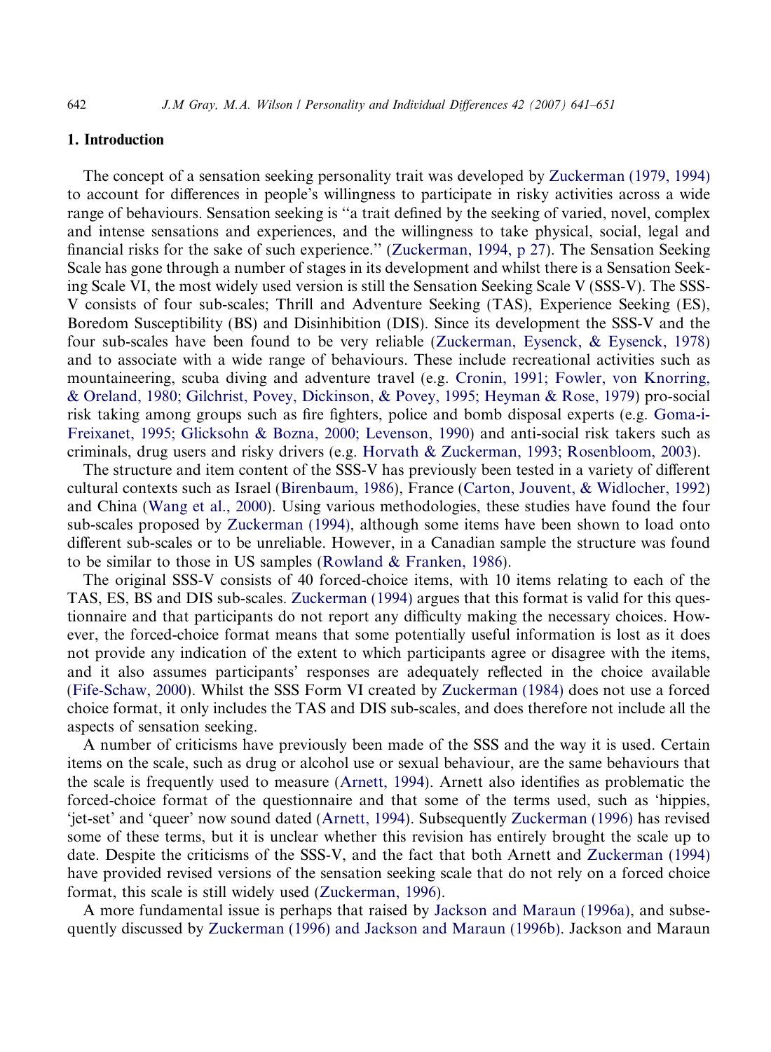## 1. Introduction

The concept of a sensation seeking personality trait was developed by Zuckerman (1979, 1994) to account for differences in people's willingness to participate in risky activities across a wide range of behaviours. Sensation seeking is "a trait defined by the seeking of varied, novel, complex and intense sensations and experiences, and the willingness to take physical, social, legal and financial risks for the sake of such experience." (Zuckerman, 1994, p 27). The Sensation Seeking Scale has gone through a number of stages in its development and whilst there is a Sensation Seeking Scale VI, the most widely used version is still the Sensation Seeking Scale V (SSS-V). The SSS-V consists of four sub-scales; Thrill and Adventure Seeking (TAS), Experience Seeking (ES), Boredom Susceptibility (BS) and Disinhibition (DIS). Since its development the SSS-V and the four sub-scales have been found to be very reliable (Zuckerman, Eysenck, & Eysenck, 1978) and to associate with a wide range of behaviours. These include recreational activities such as mountaineering, scuba diving and adventure travel (e.g. Cronin, 1991; Fowler, von Knorring, & Oreland, 1980; Gilchrist, Povey, Dickinson, & Povey, 1995; Heyman & Rose, 1979) pro-social risk taking among groups such as fire fighters, police and bomb disposal experts (e.g. Goma-i-Freixanet, 1995; Glicksohn & Bozna, 2000; Levenson, 1990) and anti-social risk takers such as criminals, drug users and risky drivers (e.g. Horvath & Zuckerman, 1993; Rosenbloom, 2003).

The structure and item content of the SSS-V has previously been tested in a variety of different cultural contexts such as Israel (Birenbaum, 1986), France (Carton, Jouvent, & Widlocher, 1992) and China (Wang et al., 2000). Using various methodologies, these studies have found the four sub-scales proposed by Zuckerman (1994), although some items have been shown to load onto different sub-scales or to be unreliable. However, in a Canadian sample the structure was found to be similar to those in US samples (Rowland & Franken, 1986).

The original SSS-V consists of 40 forced-choice items, with 10 items relating to each of the TAS, ES, BS and DIS sub-scales. Zuckerman (1994) argues that this format is valid for this questionnaire and that participants do not report any difficulty making the necessary choices. However, the forced-choice format means that some potentially useful information is lost as it does not provide any indication of the extent to which participants agree or disagree with the items, and it also assumes participants' responses are adequately reflected in the choice available (Fife-Schaw, 2000). Whilst the SSS Form VI created by Zuckerman (1984) does not use a forced choice format, it only includes the TAS and DIS sub-scales, and does therefore not include all the aspects of sensation seeking.

A number of criticisms have previously been made of the SSS and the way it is used. Certain items on the scale, such as drug or alcohol use or sexual behaviour, are the same behaviours that the scale is frequently used to measure (Arnett, 1994). Arnett also identifies as problematic the forced-choice format of the questionnaire and that some of the terms used, such as 'hippies, 'jet-set' and 'queer' now sound dated (Arnett, 1994). Subsequently Zuckerman (1996) has revised some of these terms, but it is unclear whether this revision has entirely brought the scale up to date. Despite the criticisms of the SSS-V, and the fact that both Arnett and Zuckerman (1994) have provided revised versions of the sensation seeking scale that do not rely on a forced choice format, this scale is still widely used (Zuckerman, 1996).

A more fundamental issue is perhaps that raised by Jackson and Maraun (1996a), and subsequently discussed by Zuckerman (1996) and Jackson and Maraun (1996b). Jackson and Maraun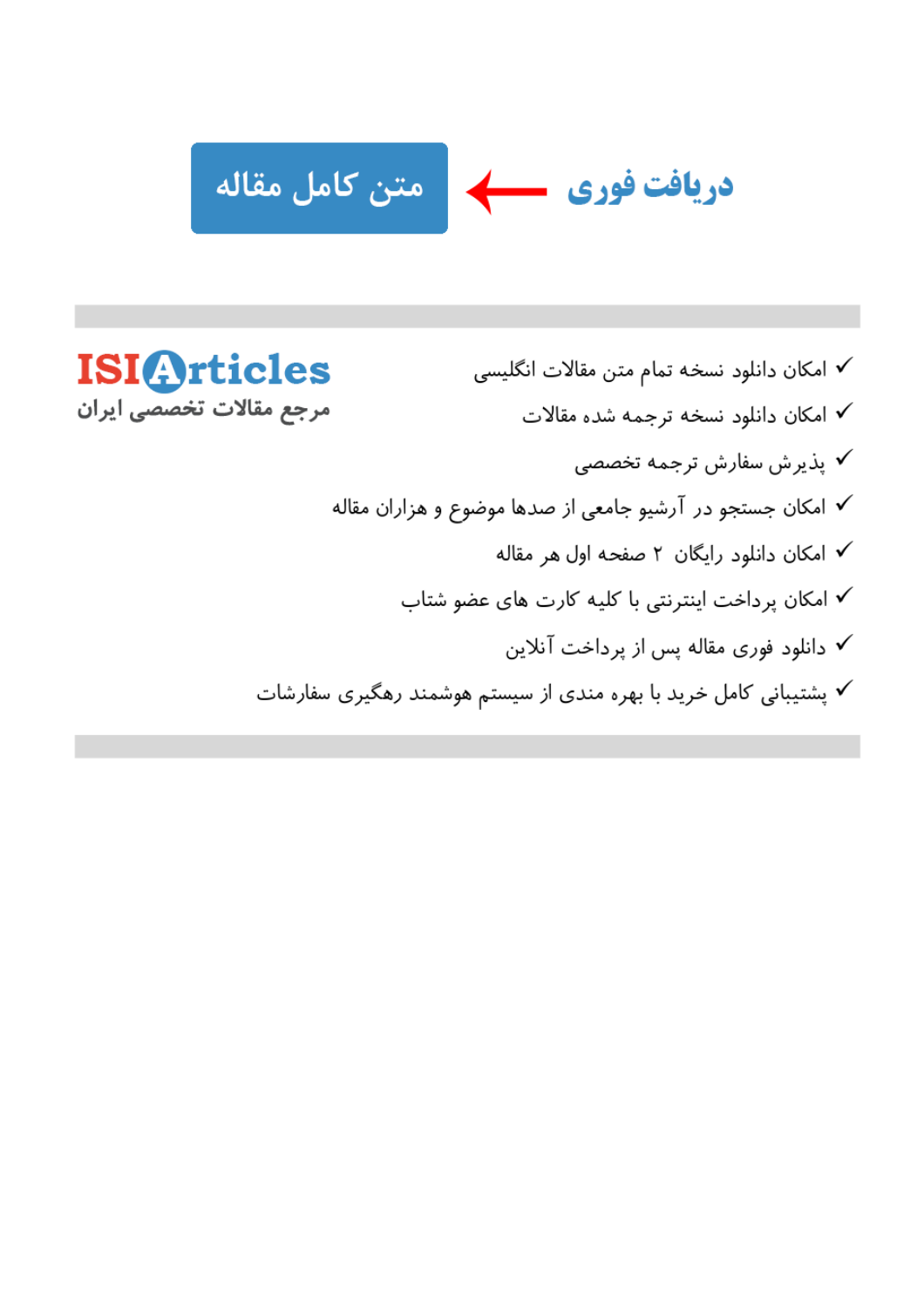دریافت فوری ← متن کامل مقاله

**ISIArticles**
مرجع مقالات تخصصی ایران

- ✓ امکان دانلود نسخه تمام متن مقالات انگلیسی
- ✓ امکان دانلود نسخه ترجمه شده مقالات
- ✓ پذیرش سفارش ترجمه تخصصی
- ✓ امکان جستجو در آرشیو جامعی از صدها موضوع و هزاران مقاله
- ✓ امکان دانلود رایگان ۲ صفحه اول هر مقاله
- ✓ امکان پرداخت اینترنتی با کلیه کارت های عضو شتاب
- ✓ دانلود فوری مقاله پس از پرداخت آنلاین
- ✓ پشتیبانی کامل خرید با بهره مندی از سیستم هوشمند رهگیری سفارشات